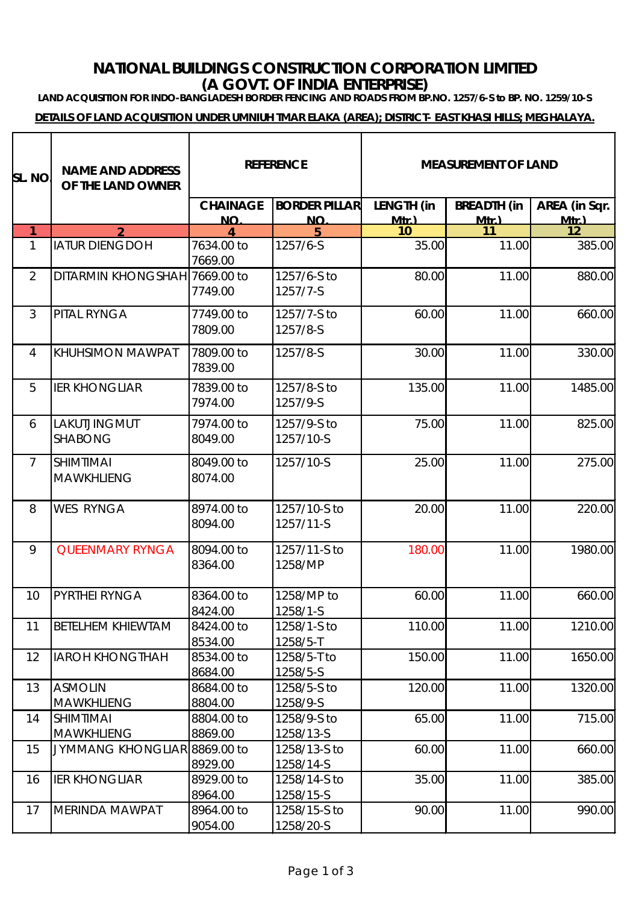# NATIONAL BUILDINGS CONSTRUCTION CORPORATION LIMITED
## (A GOVT. OF INDIA ENTERPRISE)

**LAND ACQUISITION FOR INDO-BANGLADESH BORDER FENCING AND ROADS FROM BP.NO. 1257/6-S to BP. NO. 1259/10-S**

**DETAILS OF LAND ACQUISITION UNDER UMNIUH TMAR ELAKA (AREA); DISTRICT- EAST KHASI HILLS; MEGHALAYA.**

| SL. NO. | NAME AND ADDRESS OF THE LAND OWNER | REFERENCE | | MEASUREMENT OF LAND | | |
|---|---|---|---|---|---|---|
| | | CHAINAGE NO. | BORDER PILLAR NO. | LENGTH (in Mtr.) | BREADTH (in Mtr.) | AREA (in Sqr. Mtr.) |
| 1 | 2 | 4 | 5 | 10 | 11 | 12 |
| 1 | IATUR DIENGDOH | 7634.00 to 7669.00 | 1257/6-S | 35.00 | 11.00 | 385.00 |
| 2 | DITARMIN KHONGSHAH | 7669.00 to 7749.00 | 1257/6-S to 1257/7-S | 80.00 | 11.00 | 880.00 |
| 3 | PITAL RYNGA | 7749.00 to 7809.00 | 1257/7-S to 1257/8-S | 60.00 | 11.00 | 660.00 |
| 4 | KHUHSIMON MAWPAT | 7809.00 to 7839.00 | 1257/8-S | 30.00 | 11.00 | 330.00 |
| 5 | IER KHONGLIAR | 7839.00 to 7974.00 | 1257/8-S to 1257/9-S | 135.00 | 11.00 | 1485.00 |
| 6 | LAKUTJINGMUT SHABONG | 7974.00 to 8049.00 | 1257/9-S to 1257/10-S | 75.00 | 11.00 | 825.00 |
| 7 | SHIMTIMAI MAWKHLIENG | 8049.00 to 8074.00 | 1257/10-S | 25.00 | 11.00 | 275.00 |
| 8 | WES RYNGA | 8974.00 to 8094.00 | 1257/10-S to 1257/11-S | 20.00 | 11.00 | 220.00 |
| 9 | QUEENMARY RYNGA | 8094.00 to 8364.00 | 1257/11-S to 1258/MP | 180.00 | 11.00 | 1980.00 |
| 10 | PYRTHEI RYNGA | 8364.00 to 8424.00 | 1258/MP to 1258/1-S | 60.00 | 11.00 | 660.00 |
| 11 | BETELHEM KHIEWTAM | 8424.00 to 8534.00 | 1258/1-S to 1258/5-T | 110.00 | 11.00 | 1210.00 |
| 12 | IAROH KHONGTHAH | 8534.00 to 8684.00 | 1258/5-T to 1258/5-S | 150.00 | 11.00 | 1650.00 |
| 13 | ASMOLIN MAWKHLIENG | 8684.00 to 8804.00 | 1258/5-S to 1258/9-S | 120.00 | 11.00 | 1320.00 |
| 14 | SHIMTIMAI MAWKHLIENG | 8804.00 to 8869.00 | 1258/9-S to 1258/13-S | 65.00 | 11.00 | 715.00 |
| 15 | JYMMANG KHONGLIAR | 8869.00 to 8929.00 | 1258/13-S to 1258/14-S | 60.00 | 11.00 | 660.00 |
| 16 | IER KHONGLIAR | 8929.00 to 8964.00 | 1258/14-S to 1258/15-S | 35.00 | 11.00 | 385.00 |
| 17 | MERINDA MAWPAT | 8964.00 to 9054.00 | 1258/15-S to 1258/20-S | 90.00 | 11.00 | 990.00 |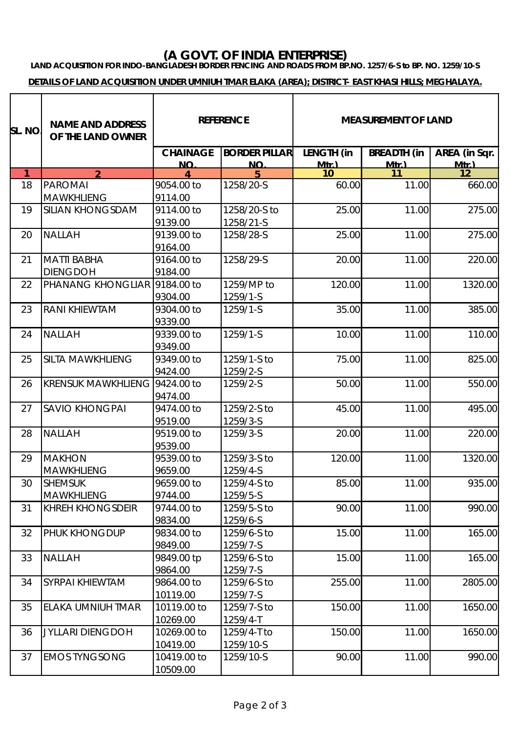## (A GOVT. OF INDIA ENTERPRISE)

**LAND ACQUISITION FOR INDO-BANGLADESH BORDER FENCING AND ROADS FROM BP.NO. 1257/6-S to BP. NO. 1259/10-S**

**DETAILS OF LAND ACQUISITION UNDER UMNIUH TMAR ELAKA (AREA); DISTRICT- EAST KHASI HILLS; MEGHALAYA.**

| SL. NO. | NAME AND ADDRESS OF THE LAND OWNER | REFERENCE | | MEASUREMENT OF LAND | | |
|---|---|---|---|---|---|---|
| | | CHAINAGE NO. | BORDER PILLAR NO. | LENGTH (in Mtr.) | BREADTH (in Mtr.) | AREA (in Sqr. Mtr.) |
| 1 | 2 | 4 | 5 | 10 | 11 | 12 |
| 18 | PAROMAI MAWKHLIENG | 9054.00 to 9114.00 | 1258/20-S | 60.00 | 11.00 | 660.00 |
| 19 | SILIAN KHONGSDAM | 9114.00 to 9139.00 | 1258/20-S to 1258/21-S | 25.00 | 11.00 | 275.00 |
| 20 | NALLAH | 9139.00 to 9164.00 | 1258/28-S | 25.00 | 11.00 | 275.00 |
| 21 | MATTI BABHA DIENGDOH | 9164.00 to 9184.00 | 1258/29-S | 20.00 | 11.00 | 220.00 |
| 22 | PHANANG KHONGLIAR | 9184.00 to 9304.00 | 1259/MP to 1259/1-S | 120.00 | 11.00 | 1320.00 |
| 23 | RANI KHIEWTAM | 9304.00 to 9339.00 | 1259/1-S | 35.00 | 11.00 | 385.00 |
| 24 | NALLAH | 9339.00 to 9349.00 | 1259/1-S | 10.00 | 11.00 | 110.00 |
| 25 | SILTA MAWKHLIENG | 9349.00 to 9424.00 | 1259/1-S to 1259/2-S | 75.00 | 11.00 | 825.00 |
| 26 | KRENSUK MAWKHLIENG | 9424.00 to 9474.00 | 1259/2-S | 50.00 | 11.00 | 550.00 |
| 27 | SAVIO KHONGPAI | 9474.00 to 9519.00 | 1259/2-S to 1259/3-S | 45.00 | 11.00 | 495.00 |
| 28 | NALLAH | 9519.00 to 9539.00 | 1259/3-S | 20.00 | 11.00 | 220.00 |
| 29 | MAKHON MAWKHLIENG | 9539.00 to 9659.00 | 1259/3-S to 1259/4-S | 120.00 | 11.00 | 1320.00 |
| 30 | SHEMSUK MAWKHLIENG | 9659.00 to 9744.00 | 1259/4-S to 1259/5-S | 85.00 | 11.00 | 935.00 |
| 31 | KHREH KHONGSDEIR | 9744.00 to 9834.00 | 1259/5-S to 1259/6-S | 90.00 | 11.00 | 990.00 |
| 32 | PHUK KHONGDUP | 9834.00 to 9849.00 | 1259/6-S to 1259/7-S | 15.00 | 11.00 | 165.00 |
| 33 | NALLAH | 9849.00 tp 9864.00 | 1259/6-S to 1259/7-S | 15.00 | 11.00 | 165.00 |
| 34 | SYRPAI KHIEWTAM | 9864.00 to 10119.00 | 1259/6-S to 1259/7-S | 255.00 | 11.00 | 2805.00 |
| 35 | ELAKA UMNIUH TMAR | 10119.00 to 10269.00 | 1259/7-S to 1259/4-T | 150.00 | 11.00 | 1650.00 |
| 36 | JYLLARI DIENGDOH | 10269.00 to 10419.00 | 1259/4-T to 1259/10-S | 150.00 | 11.00 | 1650.00 |
| 37 | EMOS TYNGSONG | 10419.00 to 10509.00 | 1259/10-S | 90.00 | 11.00 | 990.00 |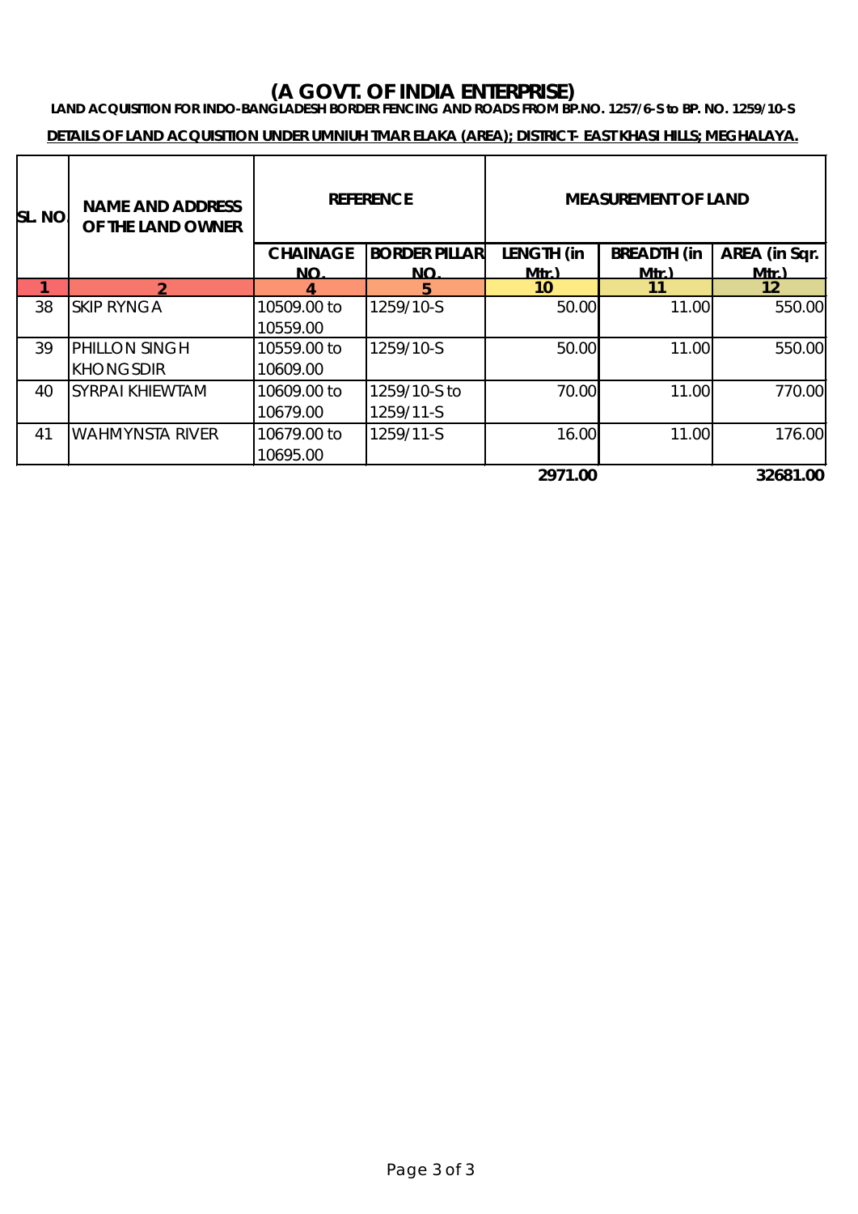# (A GOVT. OF INDIA ENTERPRISE)

**LAND ACQUISITION FOR INDO-BANGLADESH BORDER FENCING AND ROADS FROM BP.NO. 1257/6-S to BP. NO. 1259/10-S**

**DETAILS OF LAND ACQUISITION UNDER UMNIUH TMAR ELAKA (AREA); DISTRICT- EAST KHASI HILLS; MEGHALAYA.**

| SL. NO. | NAME AND ADDRESS OF THE LAND OWNER | REFERENCE | | MEASUREMENT OF LAND | | |
|---|---|---|---|---|---|---|
| | | CHAINAGE NO. | BORDER PILLAR NO. | LENGTH (in Mtr.) | BREADTH (in Mtr.) | AREA (in Sqr. Mtr.) |
| 1 | 2 | 4 | 5 | 10 | 11 | 12 |
| 38 | SKIP RYNGA | 10509.00 to 10559.00 | 1259/10-S | 50.00 | 11.00 | 550.00 |
| 39 | PHILLON SINGH KHONGSDIR | 10559.00 to 10609.00 | 1259/10-S | 50.00 | 11.00 | 550.00 |
| 40 | SYRPAI KHIEWTAM | 10609.00 to 10679.00 | 1259/10-S to 1259/11-S | 70.00 | 11.00 | 770.00 |
| 41 | WAHMYNSTA RIVER | 10679.00 to 10695.00 | 1259/11-S | 16.00 | 11.00 | 176.00 |
| | | | | **2971.00** | | **32681.00** |